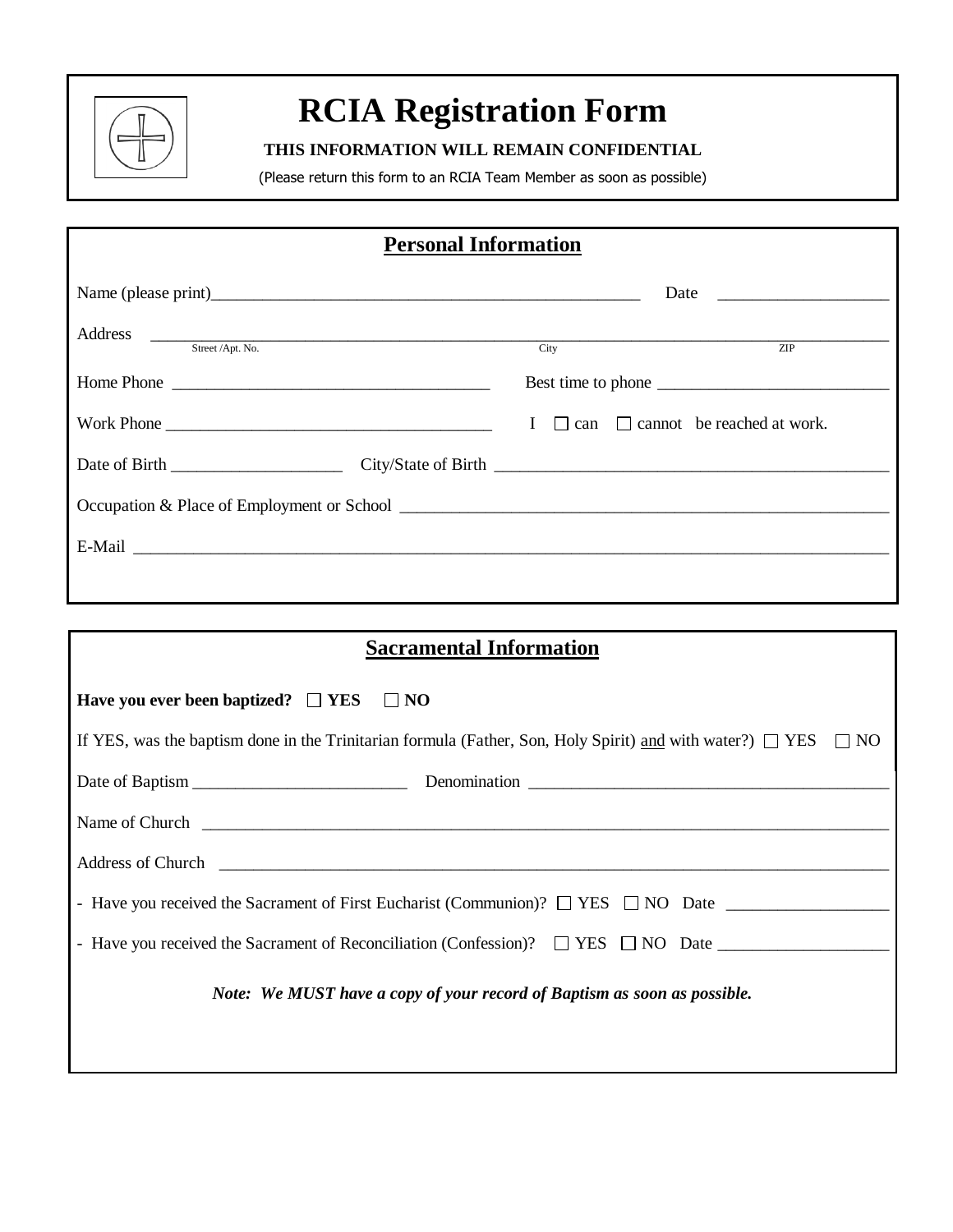# RCIA Registration Form

**THIS INFORMATION WILL REMAIN CONFIDENTIAL**

(Please return this form to an RCIA Team Member as soon as possible)

## Personal Information

Name (please print)______________________________________________________ Date ____________________

Address ______________________________________________________________________________________
Street /Apt. No. City ZIP

Home Phone _____________________________________ Best time to phone __________________________

Work Phone ______________________________________ I ☐ can ☐ cannot be reached at work.

Date of Birth ____________________ City/State of Birth ______________________________________________

Occupation & Place of Employment or School ____________________________________________________

E-Mail ________________________________________________________________________________________

## Sacramental Information

**Have you ever been baptized? ☐ YES ☐ NO**

If YES, was the baptism done in the Trinitarian formula (Father, Son, Holy Spirit) <u>and</u> with water?) ☐ YES ☐ NO

Date of Baptism _________________________ Denomination _________________________________________

Name of Church _________________________________________________________________________________

Address of Church _______________________________________________________________________________

- Have you received the Sacrament of First Eucharist (Communion)? ☐ YES ☐ NO Date __________________
- Have you received the Sacrament of Reconciliation (Confession)? ☐ YES ☐ NO Date ___________________

***Note: We MUST have a copy of your record of Baptism as soon as possible.***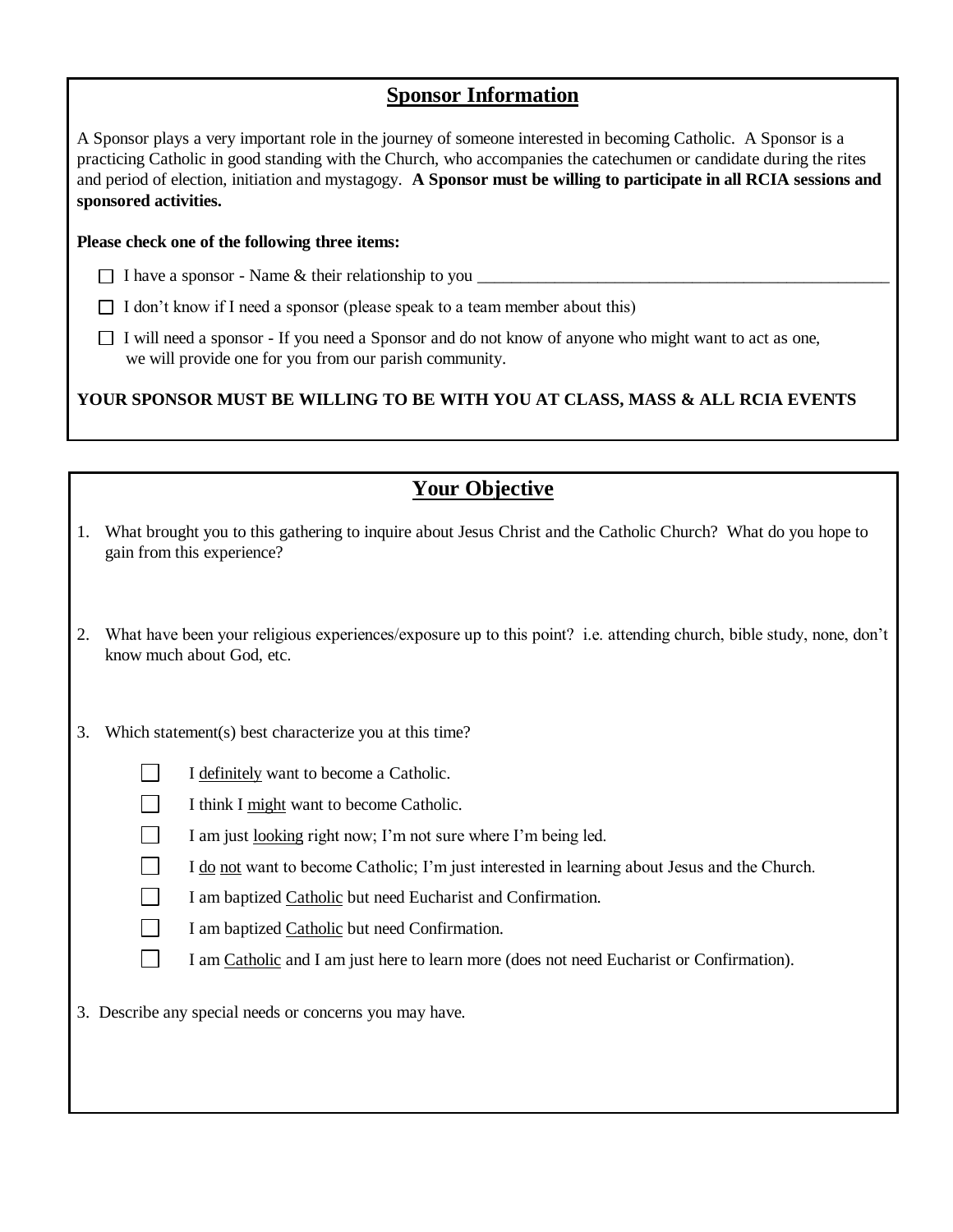## Sponsor Information

A Sponsor plays a very important role in the journey of someone interested in becoming Catholic. A Sponsor is a practicing Catholic in good standing with the Church, who accompanies the catechumen or candidate during the rites and period of election, initiation and mystagogy. **A Sponsor must be willing to participate in all RCIA sessions and sponsored activities.**

**Please check one of the following three items:**

- ☐ I have a sponsor - Name & their relationship to you ___________________________________________________
- ☐ I don't know if I need a sponsor (please speak to a team member about this)
- ☐ I will need a sponsor - If you need a Sponsor and do not know of anyone who might want to act as one, we will provide one for you from our parish community.

**YOUR SPONSOR MUST BE WILLING TO BE WITH YOU AT CLASS, MASS & ALL RCIA EVENTS**

## Your Objective

1. What brought you to this gathering to inquire about Jesus Christ and the Catholic Church? What do you hope to gain from this experience?

2. What have been your religious experiences/exposure up to this point? i.e. attending church, bible study, none, don't know much about God, etc.

3. Which statement(s) best characterize you at this time?

   - ☐ I <u>definitely</u> want to become a Catholic.
   - ☐ I think I <u>might</u> want to become Catholic.
   - ☐ I am just <u>looking</u> right now; I'm not sure where I'm being led.
   - ☐ I <u>do</u> <u>not</u> want to become Catholic; I'm just interested in learning about Jesus and the Church.
   - ☐ I am baptized <u>Catholic</u> but need Eucharist and Confirmation.
   - ☐ I am baptized <u>Catholic</u> but need Confirmation.
   - ☐ I am <u>Catholic</u> and I am just here to learn more (does not need Eucharist or Confirmation).

3. Describe any special needs or concerns you may have.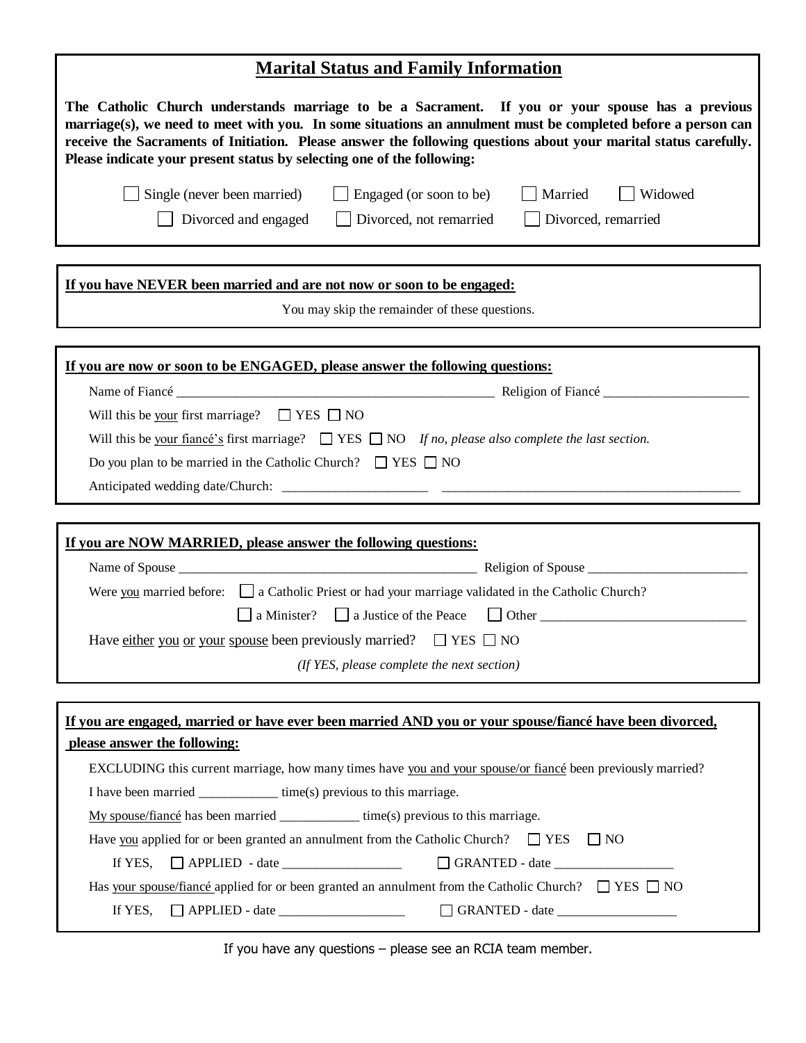## Marital Status and Family Information

**The Catholic Church understands marriage to be a Sacrament. If you or your spouse has a previous marriage(s), we need to meet with you. In some situations an annulment must be completed before a person can receive the Sacraments of Initiation. Please answer the following questions about your marital status carefully. Please indicate your present status by selecting one of the following:**

☐ Single (never been married) ☐ Engaged (or soon to be) ☐ Married ☐ Widowed

☐ Divorced and engaged ☐ Divorced, not remarried ☐ Divorced, remarried

**If you have NEVER been married and are not now or soon to be engaged:**

You may skip the remainder of these questions.

**If you are now or soon to be ENGAGED, please answer the following questions:**

Name of Fiancé ______________________________________________ Religion of Fiancé ______________________

Will this be your first marriage? ☐ YES ☐ NO

Will this be your fiancé's first marriage? ☐ YES ☐ NO *If no, please also complete the last section.*

Do you plan to be married in the Catholic Church? ☐ YES ☐ NO

Anticipated wedding date/Church: _____________________ ____________________________________________

**If you are NOW MARRIED, please answer the following questions:**

Name of Spouse _____________________________________________ Religion of Spouse ________________________

Were you married before: ☐ a Catholic Priest or had your marriage validated in the Catholic Church?

☐ a Minister? ☐ a Justice of the Peace ☐ Other ______________________________

Have either you or your spouse been previously married? ☐ YES ☐ NO

*(If YES, please complete the next section)*

**If you are engaged, married or have ever been married AND you or your spouse/fiancé have been divorced, please answer the following:**

EXCLUDING this current marriage, how many times have you and your spouse/or fiancé been previously married?

I have been married ____________ time(s) previous to this marriage.

My spouse/fiancé has been married ____________ time(s) previous to this marriage.

Have you applied for or been granted an annulment from the Catholic Church? ☐ YES ☐ NO

If YES, ☐ APPLIED - date _________________ ☐ GRANTED - date _________________

Has your spouse/fiancé applied for or been granted an annulment from the Catholic Church? ☐ YES ☐ NO

If YES, ☐ APPLIED - date __________________ ☐ GRANTED - date _________________

If you have any questions – please see an RCIA team member.